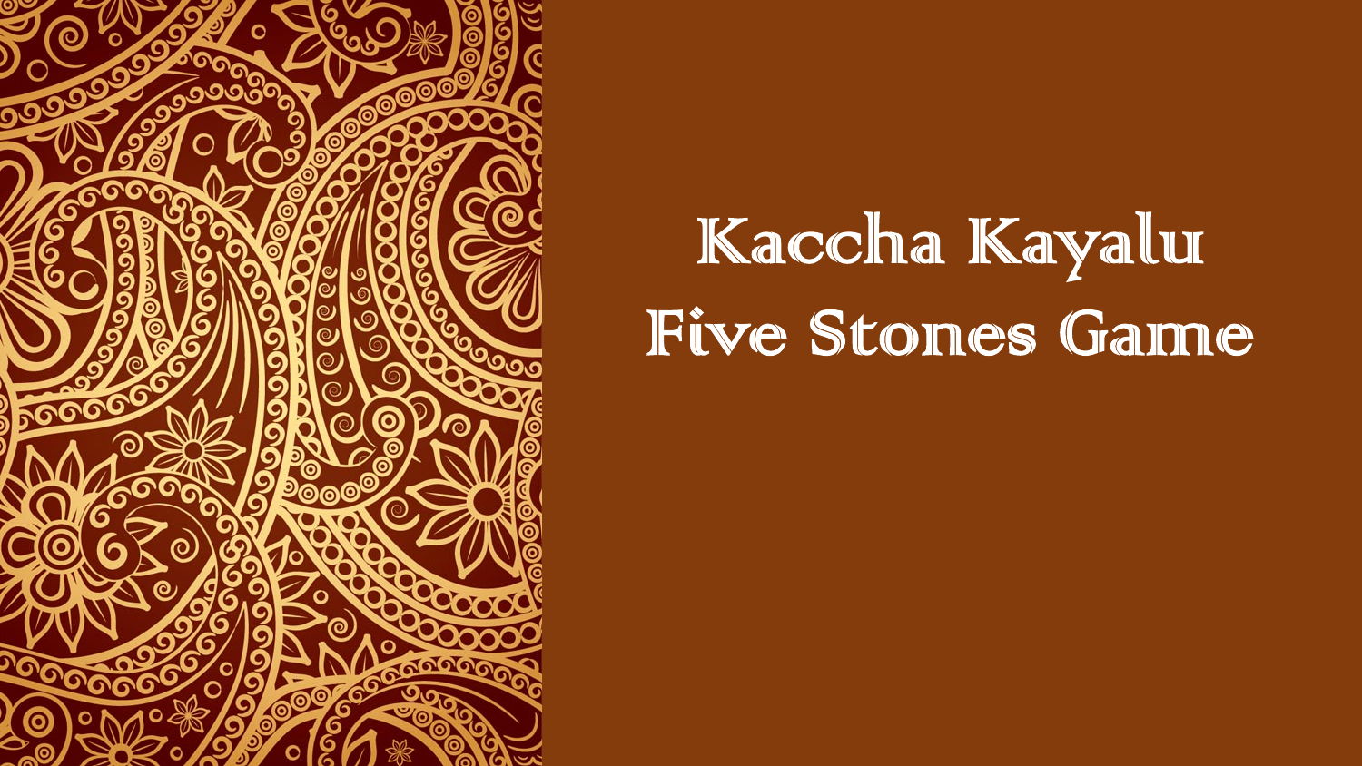# Kaccha Kayalu
# Five Stones Game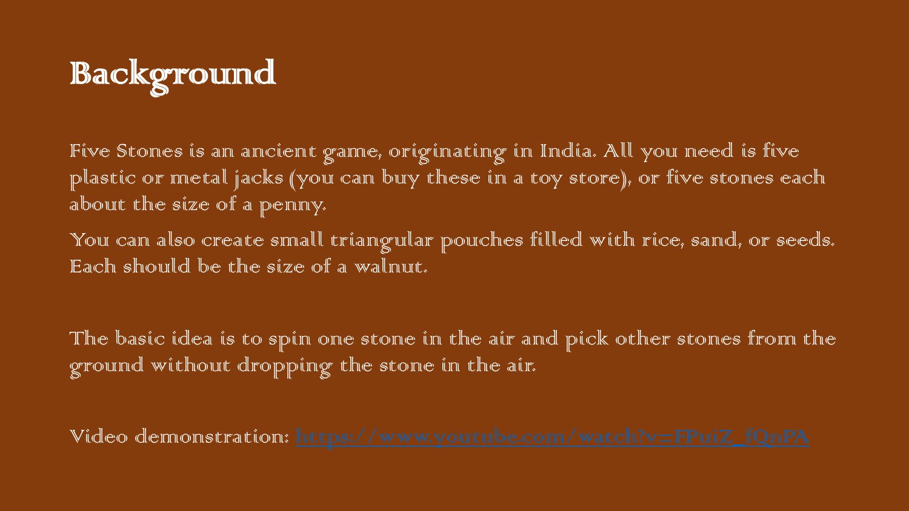# Background

Five Stones is an ancient game, originating in India. All you need is five plastic or metal jacks (you can buy these in a toy store), or five stones each about the size of a penny.

You can also create small triangular pouches filled with rice, sand, or seeds. Each should be the size of a walnut.

The basic idea is to spin one stone in the air and pick other stones from the ground without dropping the stone in the air.

Video demonstration: [https://www.youtube.com/watch?v=FPutZ_fQnPA](https://www.youtube.com/watch?v=FPutZ_fQnPA)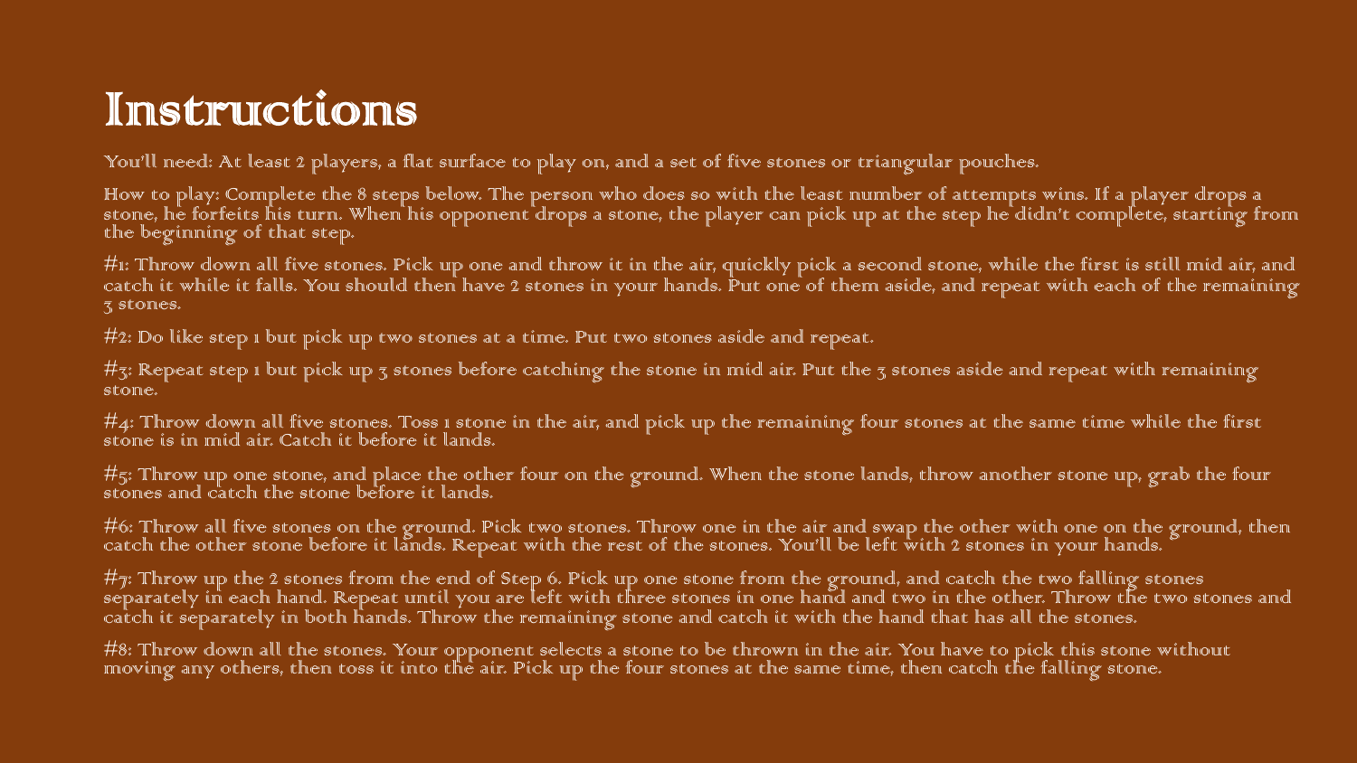# Instructions

You'll need: At least 2 players, a flat surface to play on, and a set of five stones or triangular pouches.

How to play: Complete the 8 steps below. The person who does so with the least number of attempts wins. If a player drops a stone, he forfeits his turn. When his opponent drops a stone, the player can pick up at the step he didn't complete, starting from the beginning of that step.

#1: Throw down all five stones. Pick up one and throw it in the air, quickly pick a second stone, while the first is still mid air, and catch it while it falls. You should then have 2 stones in your hands. Put one of them aside, and repeat with each of the remaining 3 stones.

#2: Do like step 1 but pick up two stones at a time. Put two stones aside and repeat.

#3: Repeat step 1 but pick up 3 stones before catching the stone in mid air. Put the 3 stones aside and repeat with remaining stone.

#4: Throw down all five stones. Toss 1 stone in the air, and pick up the remaining four stones at the same time while the first stone is in mid air. Catch it before it lands.

#5: Throw up one stone, and place the other four on the ground. When the stone lands, throw another stone up, grab the four stones and catch the stone before it lands.

#6: Throw all five stones on the ground. Pick two stones. Throw one in the air and swap the other with one on the ground, then catch the other stone before it lands. Repeat with the rest of the stones. You'll be left with 2 stones in your hands.

#7: Throw up the 2 stones from the end of Step 6. Pick up one stone from the ground, and catch the two falling stones separately in each hand. Repeat until you are left with three stones in one hand and two in the other. Throw the two stones and catch it separately in both hands. Throw the remaining stone and catch it with the hand that has all the stones.

#8: Throw down all the stones. Your opponent selects a stone to be thrown in the air. You have to pick this stone without moving any others, then toss it into the air. Pick up the four stones at the same time, then catch the falling stone.